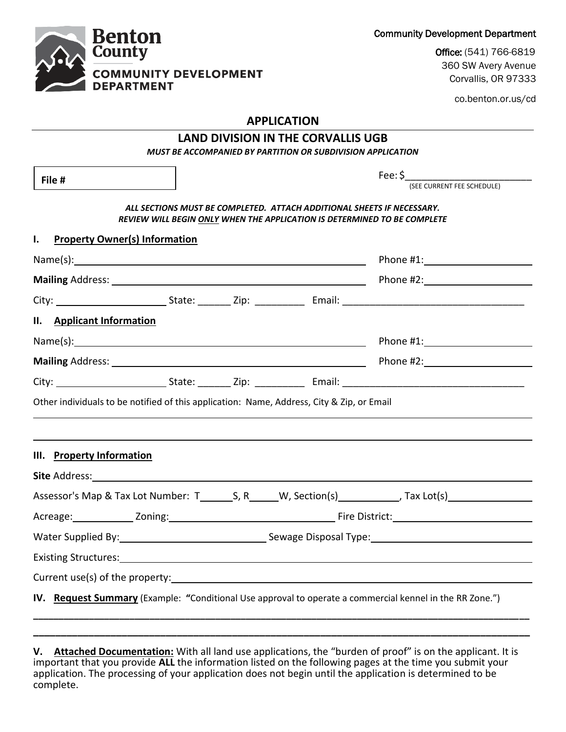**Benton County**
**COMMUNITY DEVELOPMENT DEPARTMENT**

Community Development Department

**Office:** (541) 766-6819
360 SW Avery Avenue
Corvallis, OR 97333

co.benton.or.us/cd

# APPLICATION

## LAND DIVISION IN THE CORVALLIS UGB

***MUST BE ACCOMPANIED BY PARTITION OR SUBDIVISION APPLICATION***

**File #** ____________

Fee: $______________________
(SEE CURRENT FEE SCHEDULE)

***ALL SECTIONS MUST BE COMPLETED. ATTACH ADDITIONAL SHEETS IF NECESSARY.***
***REVIEW WILL BEGIN ONLY WHEN THE APPLICATION IS DETERMINED TO BE COMPLETE***

### I. Property Owner(s) Information

Name(s): ______________________________________________ Phone #1: ________________

**Mailing** Address: ______________________________________ Phone #2: ________________

City: __________________ State: ______ Zip: _________ Email: ______________________________

### II. Applicant Information

Name(s): ______________________________________________ Phone #1: ________________

**Mailing** Address: ______________________________________ Phone #2: ________________

City: __________________ State: ______ Zip: _________ Email: ______________________________

Other individuals to be notified of this application: Name, Address, City & Zip, or Email

______________________________________________________________________________

______________________________________________________________________________

### III. Property Information

**Site** Address: ______________________________________________________________________

Assessor's Map & Tax Lot Number: T______S, R_____W, Section(s)___________, Tax Lot(s)_______________

Acreage:___________ Zoning:_____________________________ Fire District:_________________________

Water Supplied By:__________________________ Sewage Disposal Type:_____________________________

Existing Structures:____________________________________________________________________

Current use(s) of the property:__________________________________________________________

### IV. Request Summary (Example: "Conditional Use approval to operate a commercial kennel in the RR Zone.")

______________________________________________________________________________

______________________________________________________________________________

**V. Attached Documentation:** With all land use applications, the "burden of proof" is on the applicant. It is important that you provide **ALL** the information listed on the following pages at the time you submit your application. The processing of your application does not begin until the application is determined to be complete.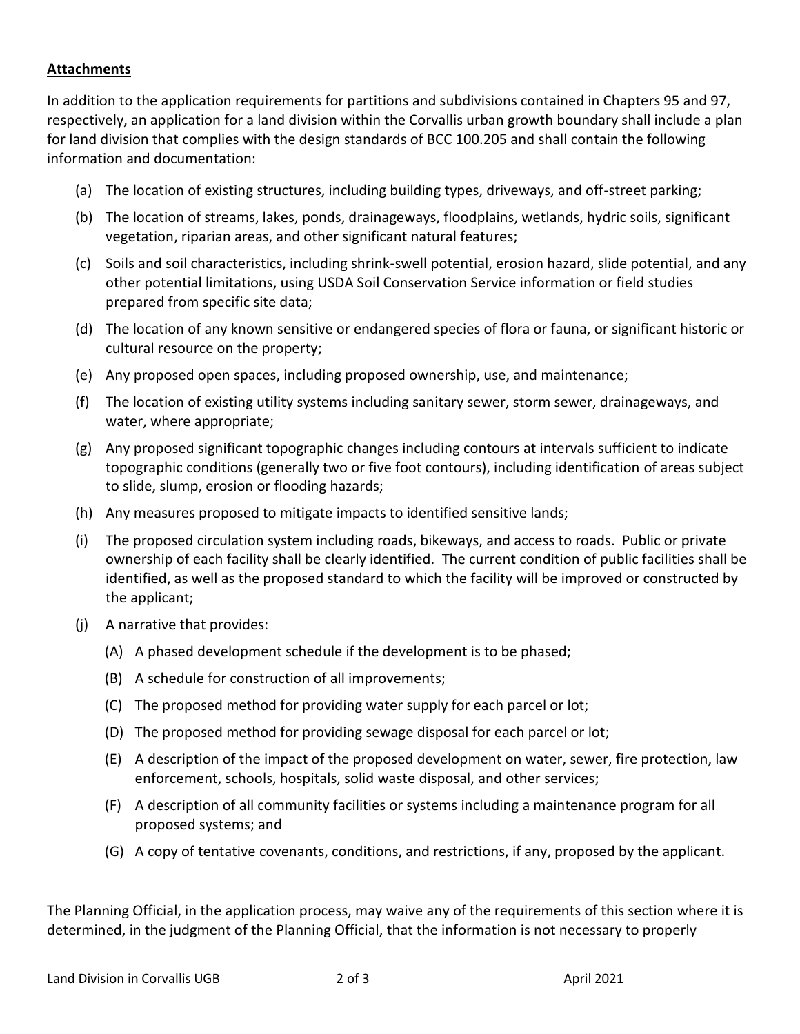**Attachments**

In addition to the application requirements for partitions and subdivisions contained in Chapters 95 and 97, respectively, an application for a land division within the Corvallis urban growth boundary shall include a plan for land division that complies with the design standards of BCC 100.205 and shall contain the following information and documentation:

(a) The location of existing structures, including building types, driveways, and off-street parking;

(b) The location of streams, lakes, ponds, drainageways, floodplains, wetlands, hydric soils, significant vegetation, riparian areas, and other significant natural features;

(c) Soils and soil characteristics, including shrink-swell potential, erosion hazard, slide potential, and any other potential limitations, using USDA Soil Conservation Service information or field studies prepared from specific site data;

(d) The location of any known sensitive or endangered species of flora or fauna, or significant historic or cultural resource on the property;

(e) Any proposed open spaces, including proposed ownership, use, and maintenance;

(f) The location of existing utility systems including sanitary sewer, storm sewer, drainageways, and water, where appropriate;

(g) Any proposed significant topographic changes including contours at intervals sufficient to indicate topographic conditions (generally two or five foot contours), including identification of areas subject to slide, slump, erosion or flooding hazards;

(h) Any measures proposed to mitigate impacts to identified sensitive lands;

(i) The proposed circulation system including roads, bikeways, and access to roads. Public or private ownership of each facility shall be clearly identified. The current condition of public facilities shall be identified, as well as the proposed standard to which the facility will be improved or constructed by the applicant;

(j) A narrative that provides:

  (A) A phased development schedule if the development is to be phased;

  (B) A schedule for construction of all improvements;

  (C) The proposed method for providing water supply for each parcel or lot;

  (D) The proposed method for providing sewage disposal for each parcel or lot;

  (E) A description of the impact of the proposed development on water, sewer, fire protection, law enforcement, schools, hospitals, solid waste disposal, and other services;

  (F) A description of all community facilities or systems including a maintenance program for all proposed systems; and

  (G) A copy of tentative covenants, conditions, and restrictions, if any, proposed by the applicant.

The Planning Official, in the application process, may waive any of the requirements of this section where it is determined, in the judgment of the Planning Official, that the information is not necessary to properly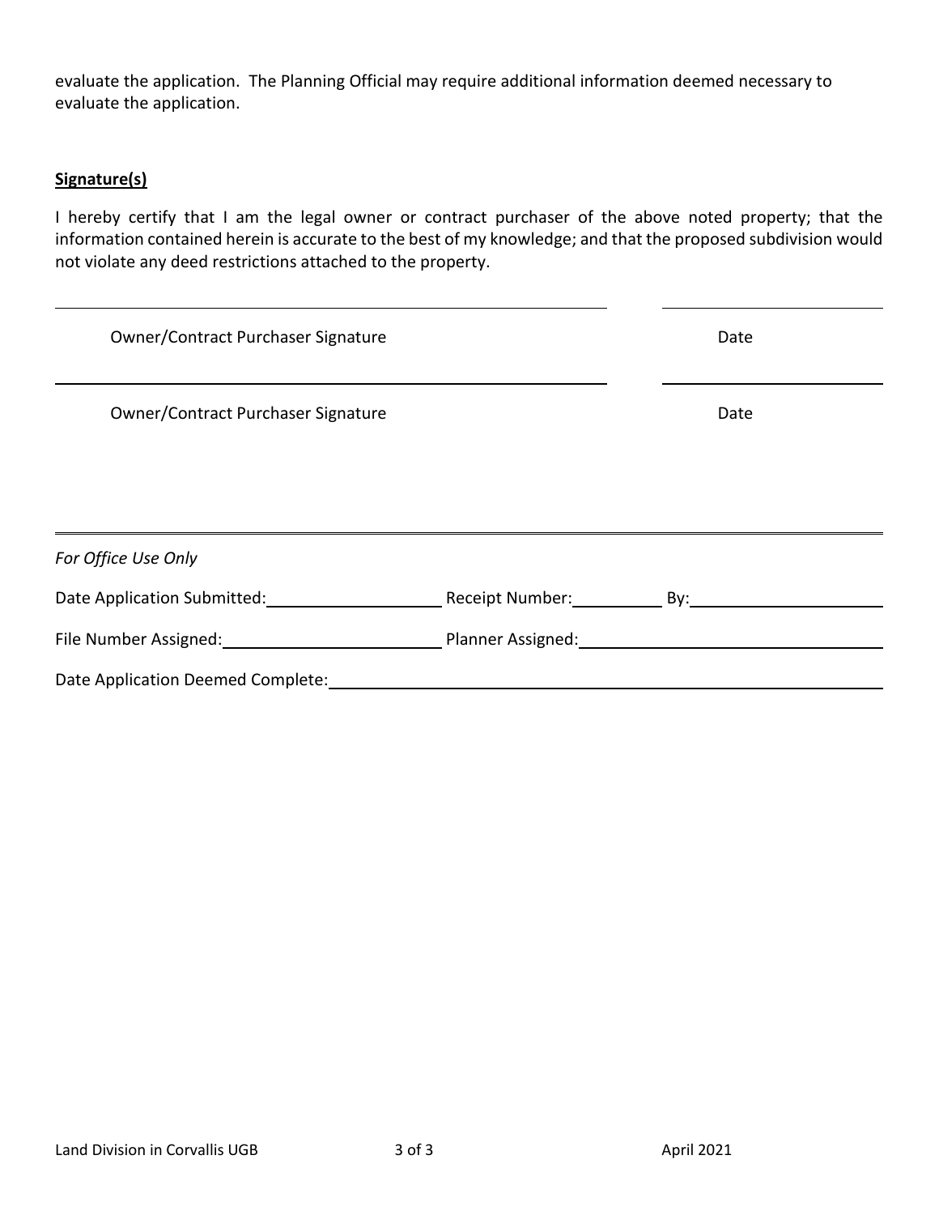evaluate the application. The Planning Official may require additional information deemed necessary to evaluate the application.

**Signature(s)**

I hereby certify that I am the legal owner or contract purchaser of the above noted property; that the information contained herein is accurate to the best of my knowledge; and that the proposed subdivision would not violate any deed restrictions attached to the property.

\_\_\_\_\_\_\_\_\_\_\_\_\_\_\_\_\_\_\_\_\_\_\_\_\_\_\_\_\_\_\_\_\_\_\_\_\_\_\_\_ \_\_\_\_\_\_\_\_\_\_\_\_\_\_\_\_\_\_

Owner/Contract Purchaser Signature Date

\_\_\_\_\_\_\_\_\_\_\_\_\_\_\_\_\_\_\_\_\_\_\_\_\_\_\_\_\_\_\_\_\_\_\_\_\_\_\_\_ \_\_\_\_\_\_\_\_\_\_\_\_\_\_\_\_\_\_

Owner/Contract Purchaser Signature Date

---

*For Office Use Only*

Date Application Submitted:\_\_\_\_\_\_\_\_\_\_\_\_\_\_\_\_\_\_ Receipt Number:\_\_\_\_\_\_\_\_\_\_ By:\_\_\_\_\_\_\_\_\_\_\_\_\_\_\_\_\_\_\_\_

File Number Assigned:\_\_\_\_\_\_\_\_\_\_\_\_\_\_\_\_\_\_\_\_\_\_ Planner Assigned:\_\_\_\_\_\_\_\_\_\_\_\_\_\_\_\_\_\_\_\_\_\_\_\_\_\_\_\_\_\_

Date Application Deemed Complete:\_\_\_\_\_\_\_\_\_\_\_\_\_\_\_\_\_\_\_\_\_\_\_\_\_\_\_\_\_\_\_\_\_\_\_\_\_\_\_\_\_\_\_\_\_\_\_\_\_\_\_\_\_\_